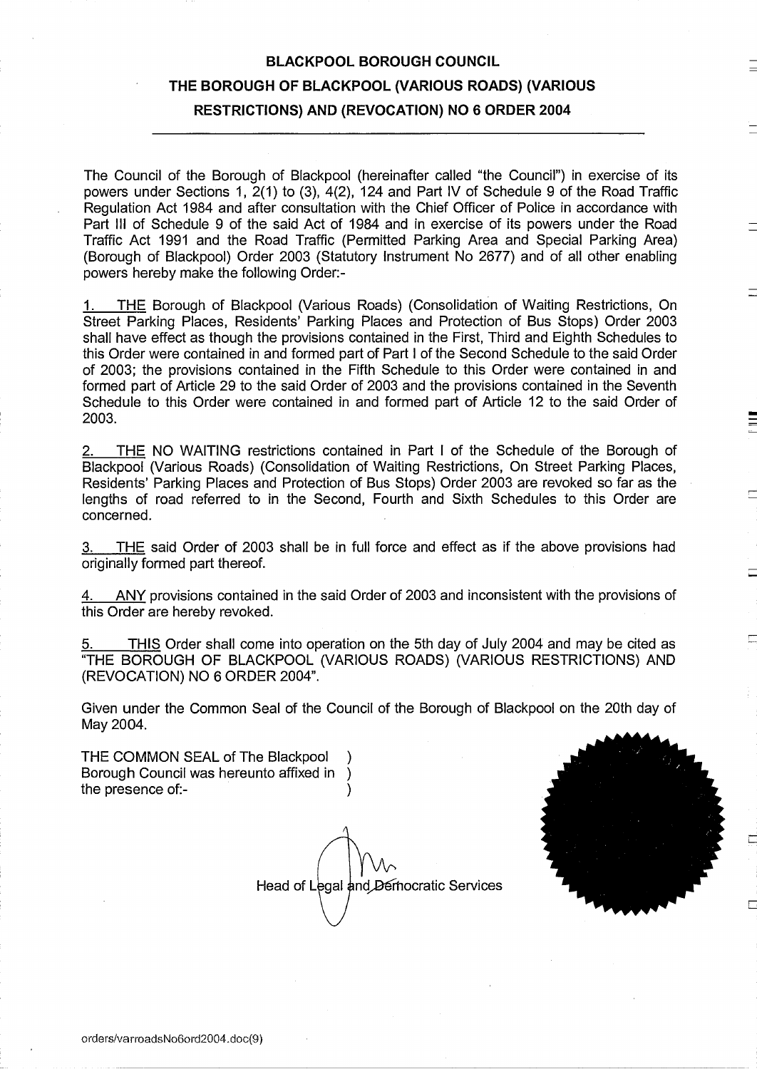**BLACKPOOL BOROUGH COUNCIL**

**THE BOROUGH OF BLACKPOOL (VARIOUS ROADS) (VARIOUS RESTRICTIONS) AND (REVOCATION) NO 6 ORDER 2004**

---

The Council of the Borough of Blackpool (hereinafter called "the Council") in exercise of its powers under Sections 1, 2(1) to (3), 4(2), 124 and Part IV of Schedule 9 of the Road Traffic Regulation Act 1984 and after consultation with the Chief Officer of Police in accordance with Part III of Schedule 9 of the said Act of 1984 and in exercise of its powers under the Road Traffic Act 1991 and the Road Traffic (Permitted Parking Area and Special Parking Area) (Borough of Blackpool) Order 2003 (Statutory Instrument No 2677) and of all other enabling powers hereby make the following Order:-

1. THE Borough of Blackpool (Various Roads) (Consolidation of Waiting Restrictions, On Street Parking Places, Residents' Parking Places and Protection of Bus Stops) Order 2003 shall have effect as though the provisions contained in the First, Third and Eighth Schedules to this Order were contained in and formed part of Part I of the Second Schedule to the said Order of 2003; the provisions contained in the Fifth Schedule to this Order were contained in and formed part of Article 29 to the said Order of 2003 and the provisions contained in the Seventh Schedule to this Order were contained in and formed part of Article 12 to the said Order of 2003.

2. THE NO WAITING restrictions contained in Part I of the Schedule of the Borough of Blackpool (Various Roads) (Consolidation of Waiting Restrictions, On Street Parking Places, Residents' Parking Places and Protection of Bus Stops) Order 2003 are revoked so far as the lengths of road referred to in the Second, Fourth and Sixth Schedules to this Order are concerned.

3. THE said Order of 2003 shall be in full force and effect as if the above provisions had originally formed part thereof.

4. ANY provisions contained in the said Order of 2003 and inconsistent with the provisions of this Order are hereby revoked.

5. THIS Order shall come into operation on the 5th day of July 2004 and may be cited as "THE BOROUGH OF BLACKPOOL (VARIOUS ROADS) (VARIOUS RESTRICTIONS) AND (REVOCATION) NO 6 ORDER 2004".

Given under the Common Seal of the Council of the Borough of Blackpool on the 20th day of May 2004.

THE COMMON SEAL of The Blackpool )
Borough Council was hereunto affixed in )
the presence of:- )

Head of Legal and Democratic Services

orders/varroadsNo6ord2004.doc(9)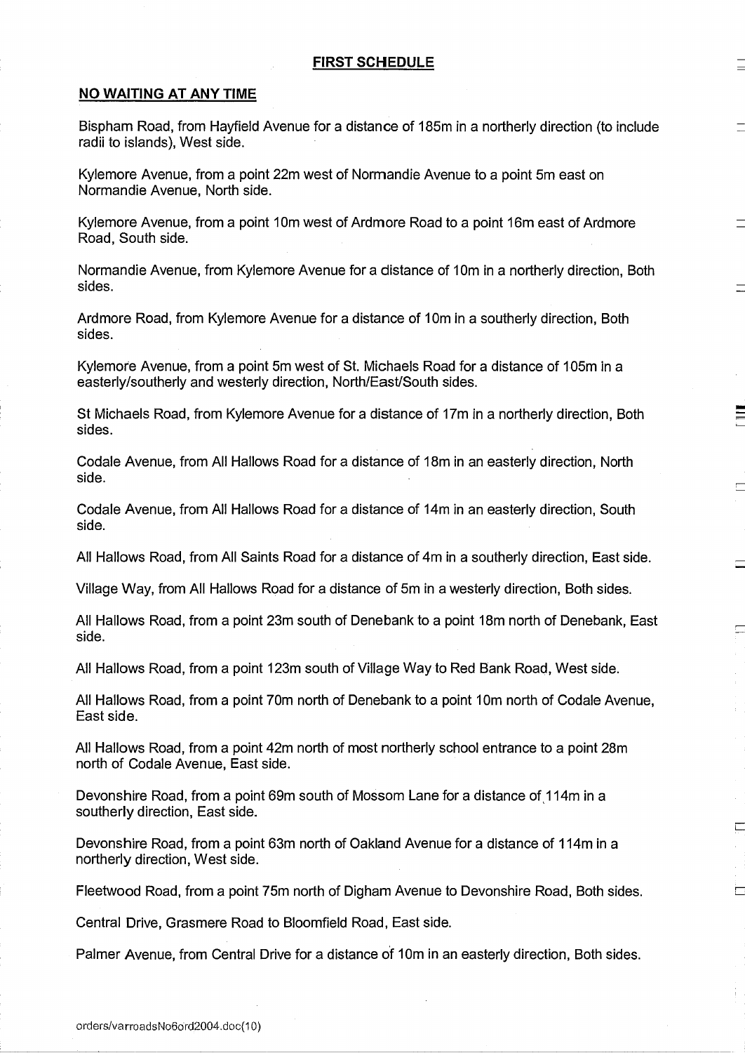## FIRST SCHEDULE

### NO WAITING AT ANY TIME

Bispham Road, from Hayfield Avenue for a distance of 185m in a northerly direction (to include radii to islands), West side.

Kylemore Avenue, from a point 22m west of Normandie Avenue to a point 5m east on Normandie Avenue, North side.

Kylemore Avenue, from a point 10m west of Ardmore Road to a point 16m east of Ardmore Road, South side.

Normandie Avenue, from Kylemore Avenue for a distance of 10m in a northerly direction, Both sides.

Ardmore Road, from Kylemore Avenue for a distance of 10m in a southerly direction, Both sides.

Kylemore Avenue, from a point 5m west of St. Michaels Road for a distance of 105m in a easterly/southerly and westerly direction, North/East/South sides.

St Michaels Road, from Kylemore Avenue for a distance of 17m in a northerly direction, Both sides.

Codale Avenue, from All Hallows Road for a distance of 18m in an easterly direction, North side.

Codale Avenue, from All Hallows Road for a distance of 14m in an easterly direction, South side.

All Hallows Road, from All Saints Road for a distance of 4m in a southerly direction, East side.

Village Way, from All Hallows Road for a distance of 5m in a westerly direction, Both sides.

All Hallows Road, from a point 23m south of Denebank to a point 18m north of Denebank, East side.

All Hallows Road, from a point 123m south of Village Way to Red Bank Road, West side.

All Hallows Road, from a point 70m north of Denebank to a point 10m north of Codale Avenue, East side.

All Hallows Road, from a point 42m north of most northerly school entrance to a point 28m north of Codale Avenue, East side.

Devonshire Road, from a point 69m south of Mossom Lane for a distance of 114m in a southerly direction, East side.

Devonshire Road, from a point 63m north of Oakland Avenue for a distance of 114m in a northerly direction, West side.

Fleetwood Road, from a point 75m north of Digham Avenue to Devonshire Road, Both sides.

Central Drive, Grasmere Road to Bloomfield Road, East side.

Palmer Avenue, from Central Drive for a distance of 10m in an easterly direction, Both sides.

orders/varroadsNo6ord2004.doc(10)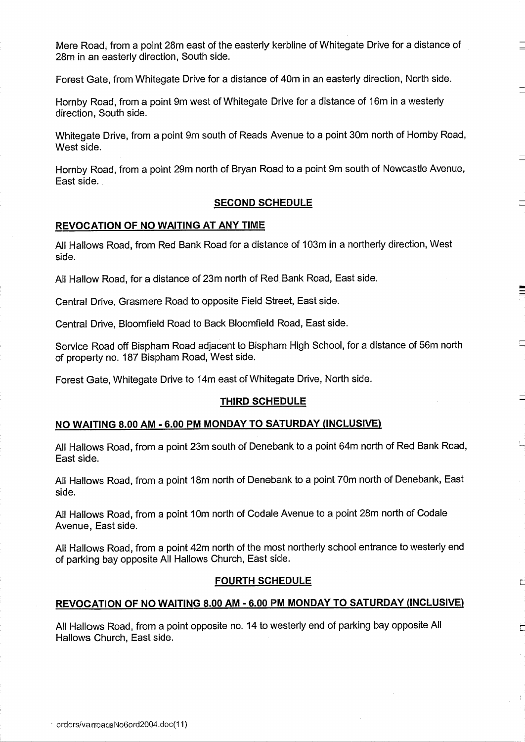Mere Road, from a point 28m east of the easterly kerbline of Whitegate Drive for a distance of 28m in an easterly direction, South side.

Forest Gate, from Whitegate Drive for a distance of 40m in an easterly direction, North side.

Hornby Road, from a point 9m west of Whitegate Drive for a distance of 16m in a westerly direction, South side.

Whitegate Drive, from a point 9m south of Reads Avenue to a point 30m north of Hornby Road, West side.

Hornby Road, from a point 29m north of Bryan Road to a point 9m south of Newcastle Avenue, East side.

## SECOND SCHEDULE

### REVOCATION OF NO WAITING AT ANY TIME

All Hallows Road, from Red Bank Road for a distance of 103m in a northerly direction, West side.

All Hallow Road, for a distance of 23m north of Red Bank Road, East side.

Central Drive, Grasmere Road to opposite Field Street, East side.

Central Drive, Bloomfield Road to Back Bloomfield Road, East side.

Service Road off Bispham Road adjacent to Bispham High School, for a distance of 56m north of property no. 187 Bispham Road, West side.

Forest Gate, Whitegate Drive to 14m east of Whitegate Drive, North side.

## THIRD SCHEDULE

### NO WAITING 8.00 AM - 6.00 PM MONDAY TO SATURDAY (INCLUSIVE)

All Hallows Road, from a point 23m south of Denebank to a point 64m north of Red Bank Road, East side.

All Hallows Road, from a point 18m north of Denebank to a point 70m north of Denebank, East side.

All Hallows Road, from a point 10m north of Codale Avenue to a point 28m north of Codale Avenue, East side.

All Hallows Road, from a point 42m north of the most northerly school entrance to westerly end of parking bay opposite All Hallows Church, East side.

## FOURTH SCHEDULE

### REVOCATION OF NO WAITING 8.00 AM - 6.00 PM MONDAY TO SATURDAY (INCLUSIVE)

All Hallows Road, from a point opposite no. 14 to westerly end of parking bay opposite All Hallows Church, East side.

orders/varroadsNo6ord2004.doc(11)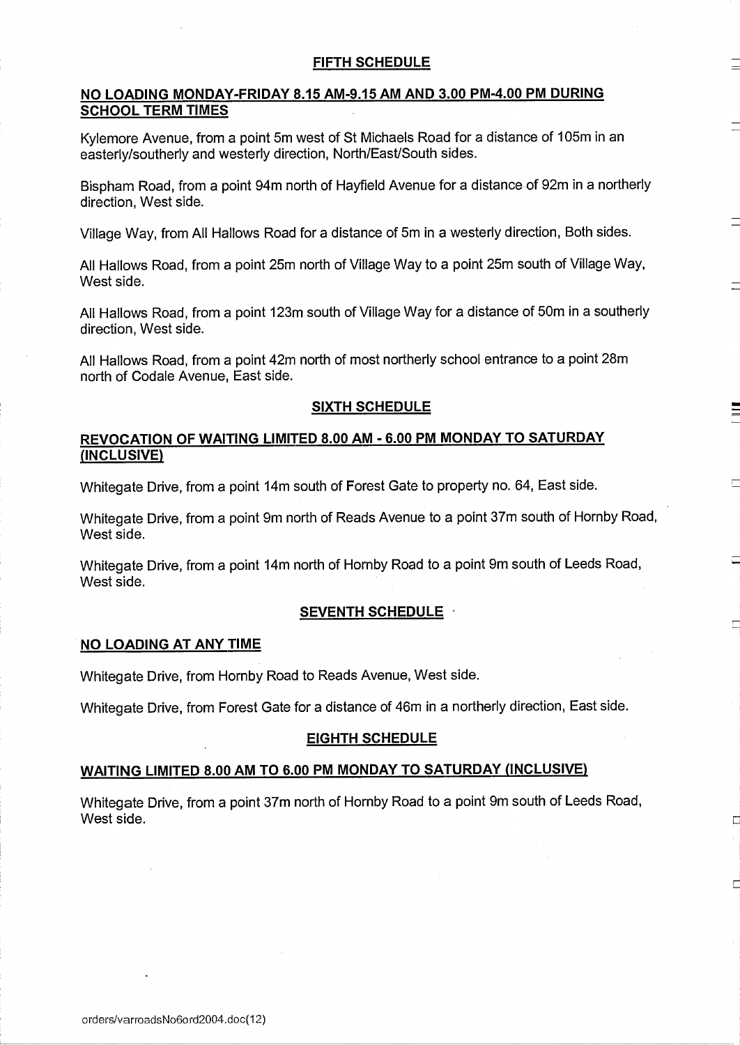## FIFTH SCHEDULE

### NO LOADING MONDAY-FRIDAY 8.15 AM-9.15 AM AND 3.00 PM-4.00 PM DURING SCHOOL TERM TIMES

Kylemore Avenue, from a point 5m west of St Michaels Road for a distance of 105m in an easterly/southerly and westerly direction, North/East/South sides.

Bispham Road, from a point 94m north of Hayfield Avenue for a distance of 92m in a northerly direction, West side.

Village Way, from All Hallows Road for a distance of 5m in a westerly direction, Both sides.

All Hallows Road, from a point 25m north of Village Way to a point 25m south of Village Way, West side.

All Hallows Road, from a point 123m south of Village Way for a distance of 50m in a southerly direction, West side.

All Hallows Road, from a point 42m north of most northerly school entrance to a point 28m north of Codale Avenue, East side.

## SIXTH SCHEDULE

### REVOCATION OF WAITING LIMITED 8.00 AM - 6.00 PM MONDAY TO SATURDAY (INCLUSIVE)

Whitegate Drive, from a point 14m south of Forest Gate to property no. 64, East side.

Whitegate Drive, from a point 9m north of Reads Avenue to a point 37m south of Hornby Road, West side.

Whitegate Drive, from a point 14m north of Hornby Road to a point 9m south of Leeds Road, West side.

## SEVENTH SCHEDULE

### NO LOADING AT ANY TIME

Whitegate Drive, from Hornby Road to Reads Avenue, West side.

Whitegate Drive, from Forest Gate for a distance of 46m in a northerly direction, East side.

## EIGHTH SCHEDULE

### WAITING LIMITED 8.00 AM TO 6.00 PM MONDAY TO SATURDAY (INCLUSIVE)

Whitegate Drive, from a point 37m north of Hornby Road to a point 9m south of Leeds Road, West side.

orders/varroadsNo6ord2004.doc(12)